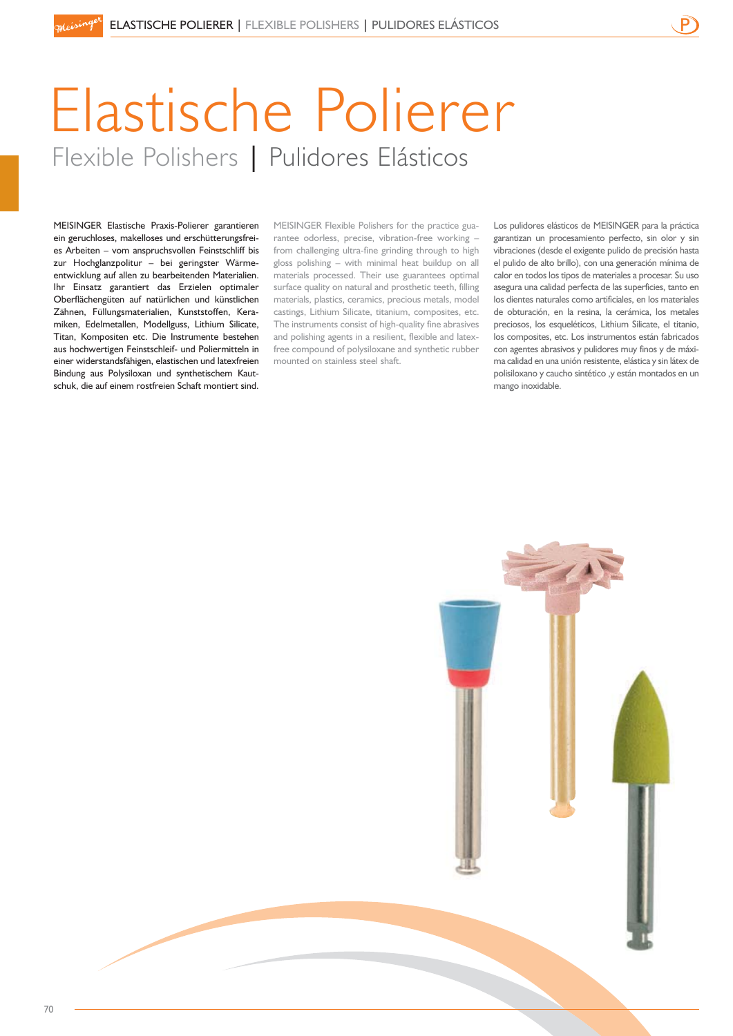# Elastische Polierer

## Flexible Polishers | Pulidores Elásticos

MEISINGER Elastische Praxis-Polierer garantieren ein geruchloses, makelloses und erschütterungsfreies Arbeiten – vom anspruchsvollen Feinstschliff bis zur Hochglanzpolitur – bei geringster Wärmeentwicklung auf allen zu bearbeitenden Materialien. Ihr Einsatz garantiert das Erzielen optimaler Oberflächengüten auf natürlichen und künstlichen Zähnen, Füllungsmaterialien, Kunststoffen, Keramiken, Edelmetallen, Modellguss, Lithium Silicate, Titan, Kompositen etc. Die Instrumente bestehen aus hochwertigen Feinstschleif- und Poliermitteln in einer widerstandsfähigen, elastischen und latexfreien Bindung aus Polysiloxan und synthetischem Kautschuk, die auf einem rostfreien Schaft montiert sind.

MEISINGER Flexible Polishers for the practice guarantee odorless, precise, vibration-free working – from challenging ultra-fine grinding through to high gloss polishing – with minimal heat buildup on all materials processed. Their use guarantees optimal surface quality on natural and prosthetic teeth, filling materials, plastics, ceramics, precious metals, model castings, Lithium Silicate, titanium, composites, etc. The instruments consist of high-quality fine abrasives and polishing agents in a resilient, flexible and latex-free compound of polysiloxane and synthetic rubber mounted on stainless steel shaft.

Los pulidores elásticos de MEISINGER para la práctica garantizan un procesamiento perfecto, sin olor y sin vibraciones (desde el exigente pulido de precisión hasta el pulido de alto brillo), con una generación mínima de calor en todos los tipos de materiales a procesar. Su uso asegura una calidad perfecta de las superficies, tanto en los dientes naturales como artificiales, en los materiales de obturación, en la resina, la cerámica, los metales preciosos, los esqueléticos, Lithium Silicate, el titanio, los composites, etc. Los instrumentos están fabricados con agentes abrasivos y pulidores muy finos y de máxima calidad en una unión resistente, elástica y sin látex de polisiloxano y caucho sintético ,y están montados en un mango inoxidable.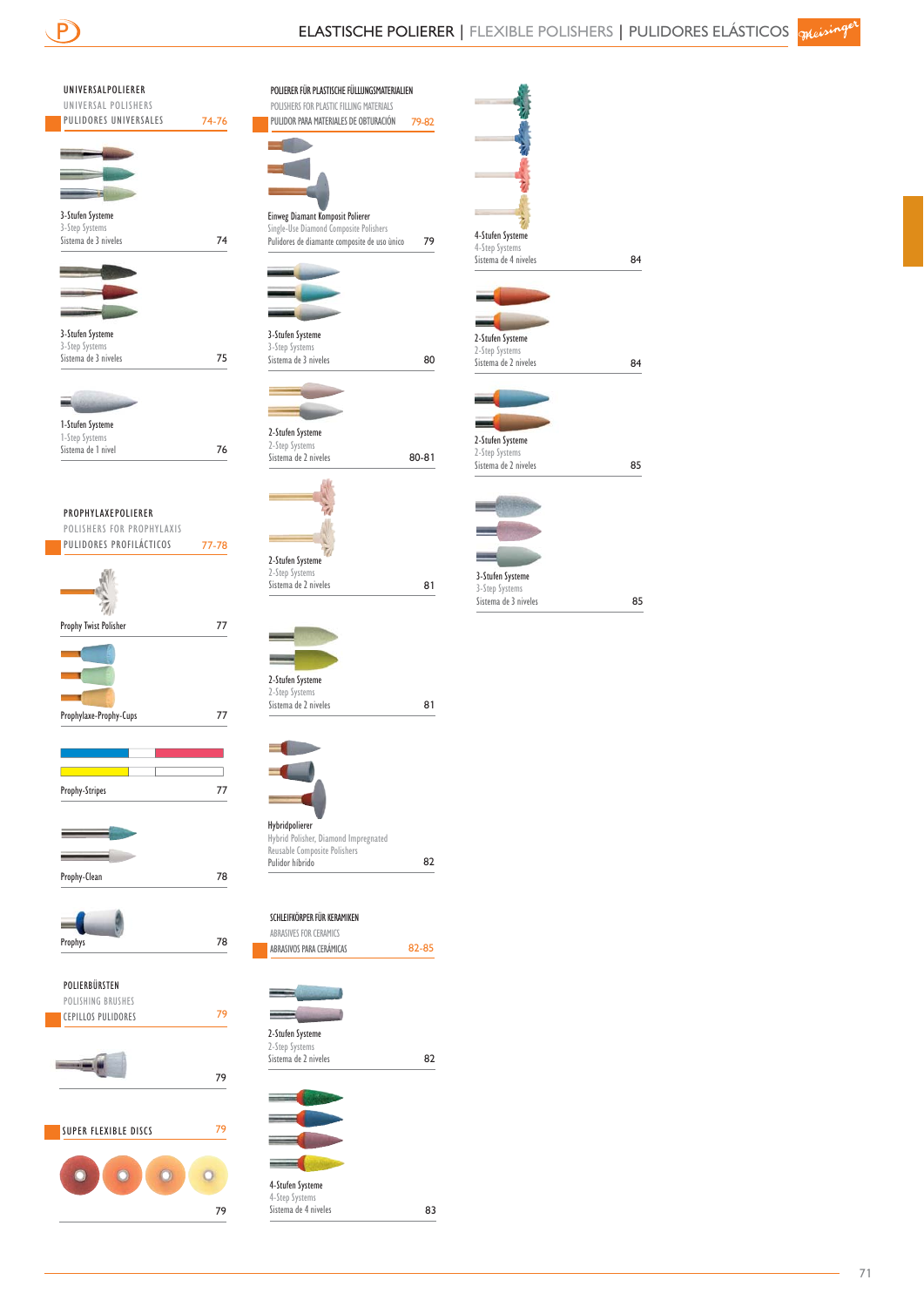# ELASTISCHE POLIERER | FLEXIBLE POLISHERS | PULIDORES ELÁSTICOS

## UNIVERSALPOLIERER
UNIVERSAL POLISHERS
PULIDORES UNIVERSALES 74-76

3-Stufen Systeme
3-Step Systems
Sistema de 3 niveles 74

3-Stufen Systeme
3-Step Systems
Sistema de 3 niveles 75

1-Stufen Systeme
1-Step Systems
Sistema de 1 nivel 76

## PROPHYLAXEPOLIERER
POLISHERS FOR PROPHYLAXIS
PULIDORES PROFILÁCTICOS 77-78

Prophy Twist Polisher 77

Prophylaxe-Prophy-Cups 77

Prophy-Stripes 77

Prophy-Clean 78

Prophys 78

## POLIERBÜRSTEN
POLISHING BRUSHES
CEPILLOS PULIDORES 79

79

## SUPER FLEXIBLE DISCS 79

79

## POLIERER FÜR PLASTISCHE FÜLLUNGSMATERIALIEN
POLISHERS FOR PLASTIC FILLING MATERIALS
PULIDOR PARA MATERIALES DE OBTURACIÓN 79-82

Einweg Diamant Komposit Polierer
Single-Use Diamond Composite Polishers
Pulidores de diamante composite de uso único 79

3-Stufen Systeme
3-Step Systems
Sistema de 3 niveles 80

2-Stufen Systeme
2-Step Systems
Sistema de 2 niveles 80-81

2-Stufen Systeme
2-Step Systems
Sistema de 2 niveles 81

2-Stufen Systeme
2-Step Systems
Sistema de 2 niveles 81

Hybridpolierer
Hybrid Polisher, Diamond Impregnated
Reusable Composite Polishers
Pulidor híbrido 82

## SCHLEIFKÖRPER FÜR KERAMIKEN
ABRASIVES FOR CERAMICS
ABRASIVOS PARA CERÁMICAS 82-85

2-Stufen Systeme
2-Step Systems
Sistema de 2 niveles 82

4-Stufen Systeme
4-Step Systems
Sistema de 4 niveles 83

4-Stufen Systeme
4-Step Systems
Sistema de 4 niveles 84

2-Stufen Systeme
2-Step Systems
Sistema de 2 niveles 84

2-Stufen Systeme
2-Step Systems
Sistema de 2 niveles 85

3-Stufen Systeme
3-Step Systems
Sistema de 3 niveles 85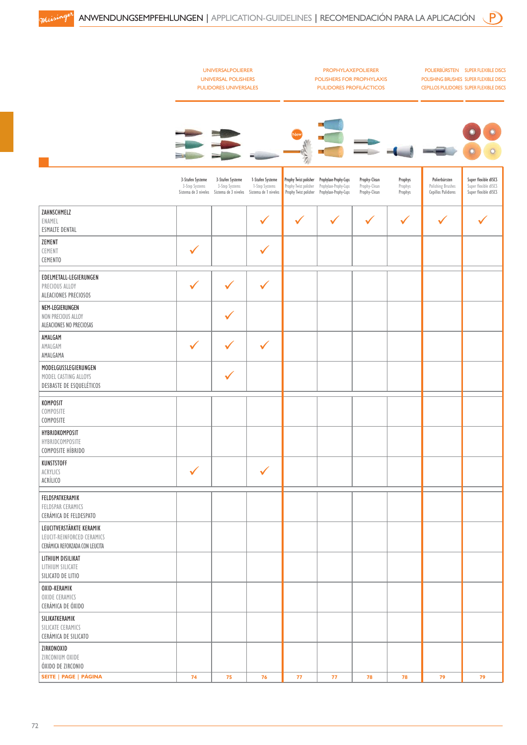# ANWENDUNGSEMPFEHLUNGEN | APPLICATION-GUIDELINES | RECOMENDACIÓN PARA LA APLICACIÓN

| | UNIVERSALPOLIERER / UNIVERSAL POLISHERS / PULIDORES UNIVERSALES | | | PROPHYLAXEPOLIERER / POLISHERS FOR PROPHYLAXIS / PULIDORES PROFILÁCTICOS | | | | POLIERBÜRSTEN / POLISHING BRUSHES / CEPILLOS PULIDORES | SUPER FLEXIBLE DISCS / SUPER FLEXIBLE DISCS / SUPER FLEXIBLE DISCS |
|---|---|---|---|---|---|---|---|---|---|
| | 3-Stufen Systeme / 3-Step Systems / Sistema de 3 niveles | 3-Stufen Systeme / 3-Step Systems / Sistema de 3 niveles | 1-Stufen Systeme / 1-Step Systems / Sistema de 1 niveles | Prophy Twist polisher / Prophy Twist polisher / Prophy Twist polisher | Prophylaxe-Prophy-Cups / Prophylaxe-Prophy-Cups / Prophylaxe-Prophy-Cups | Prophy-Clean / Prophy-Clean / Prophy-Clean | Prophys / Prophys / Prophys | Polierbürsten / Polishing Brushes / Cepillos Pulidores | Super flexible dISCS / Super flexible dISCS / Super flexible dISCS |
| ZAHNSCHMELZ / ENAMEL / ESMALTE DENTAL | | | ✓ | ✓ | ✓ | ✓ | ✓ | ✓ | ✓ |
| ZEMENT / CEMENT / CEMENTO | ✓ | | ✓ | | | | | | |
| EDELMETALL-LEGIERUNGEN / PRECIOUS ALLOY / ALEACIONES PRECIOSOS | ✓ | ✓ | ✓ | | | | | | |
| NEM-LEGIERUNGEN / NON PRECIOUS ALLOY / ALEACIONES NO PRECIOSAS | | ✓ | | | | | | | |
| AMALGAM / AMALGAM / AMALGAMA | ✓ | ✓ | ✓ | | | | | | |
| MODELGUSSLEGIERUNGEN / MODEL CASTING ALLOYS / DESBASTE DE ESQUELÉTICOS | | ✓ | | | | | | | |
| KOMPOSIT / COMPOSITE / COMPOSITE | | | | | | | | | |
| HYBRIDKOMPOSIT / HYBRIDCOMPOSITE / COMPOSITE HÍBRIDO | | | | | | | | | |
| KUNSTSTOFF / ACRYLICS / ACRÍLICO | ✓ | | ✓ | | | | | | |
| FELDSPATKERAMIK / FELDSPAR CERAMICS / CERÁMICA DE FELDESPATO | | | | | | | | | |
| LEUCITVERSTÄRKTE KERAMIK / LEUCIT-REINFORCED CERAMICS / CERÁMICA REFORZADA CON LEUCITA | | | | | | | | | |
| LITHIUM DISILIKAT / LITHIUM SILICATE / SILICATO DE LITIO | | | | | | | | | |
| OXID-KERAMIK / OXIDE CERAMICS / CERÁMICA DE ÓXIDO | | | | | | | | | |
| SILIKATKERAMIK / SILICATE CERAMICS / CERÁMICA DE SILICATO | | | | | | | | | |
| ZIRKONOXID / ZIRCONIUM OXIDE / ÓXIDO DE ZIRCONIO | | | | | | | | | |
| **SEITE \| PAGE \| PÁGINA** | 74 | 75 | 76 | 77 | 77 | 78 | 78 | 79 | 79 |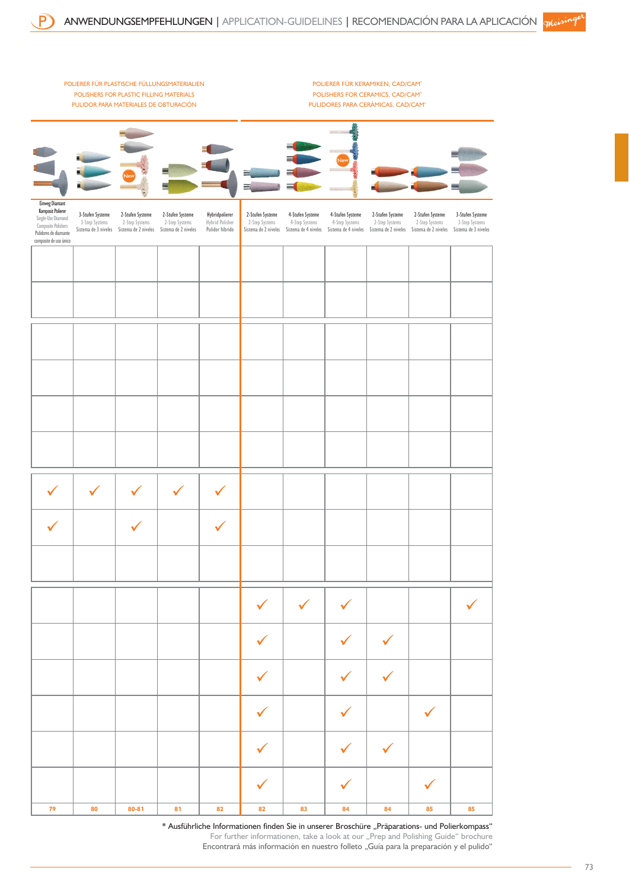# ANWENDUNGSEMPFEHLUNGEN | APPLICATION-GUIDELINES | RECOMENDACIÓN PARA LA APLICACIÓN

| POLIERER FÜR PLASTISCHE FÜLLUNGSMATERIALIEN<br>POLISHERS FOR PLASTIC FILLING MATERIALS<br>PULIDOR PARA MATERIALES DE OBTURACIÓN | | | | | POLIERER FÜR KERAMIKEN, CAD/CAM*<br>POLISHERS FOR CERAMICS, CAD/CAM*<br>PULIDORES PARA CERÁMICAS, CAD/CAM* | | | | | |
|---|---|---|---|---|---|---|---|---|---|---|
| Einweg Diamant Komposit Polierer<br>Single-Use Diamond Composite Polishers<br>Pulidores de diamante composite de uso único | 3-Stufen Systeme<br>3-Step Systems<br>Sistema de 3 niveles | 2-Stufen Systeme<br>2-Step Systems<br>Sistema de 2 niveles | 2-Stufen Systeme<br>2-Step Systems<br>Sistema de 2 niveles | Hybridpolierer<br>Hybrid Polisher<br>Pulidor híbrido | 2-Stufen Systeme<br>2-Step Systems<br>Sistema de 2 niveles | 4-Stufen Systeme<br>4-Step Systems<br>Sistema de 4 niveles | 4-Stufen Systeme<br>4-Step Systems<br>Sistema de 4 niveles | 2-Stufen Systeme<br>2-Step Systems<br>Sistema de 2 niveles | 2-Stufen Systeme<br>2-Step Systems<br>Sistema de 2 niveles | 3-Stufen Systeme<br>3-Step Systems<br>Sistema de 3 niveles |
| | | | | | | | | | | |
| | | | | | | | | | | |
| | | | | | | | | | | |
| | | | | | | | | | | |
| | | | | | | | | | | |
| | | | | | | | | | | |
| ✓ | ✓ | ✓ | ✓ | ✓ | | | | | | |
| ✓ | | ✓ | | ✓ | | | | | | |
| | | | | | | | | | | |
| | | | | | ✓ | ✓ | ✓ | | | ✓ |
| | | | | | ✓ | | ✓ | ✓ | | |
| | | | | | ✓ | | ✓ | ✓ | | |
| | | | | | ✓ | | ✓ | | ✓ | |
| | | | | | ✓ | | ✓ | ✓ | | |
| | | | | | ✓ | | ✓ | | ✓ | |
| 79 | 80 | 80-81 | 81 | 82 | 82 | 83 | 84 | 84 | 85 | 85 |

\* Ausführliche Informationen finden Sie in unserer Broschüre „Präparations- und Polierkompass“
For further informationen, take a look at our „Prep and Polishing Guide“ brochure
Encontrará más información en nuestro folleto „Guía para la preparación y el pulido“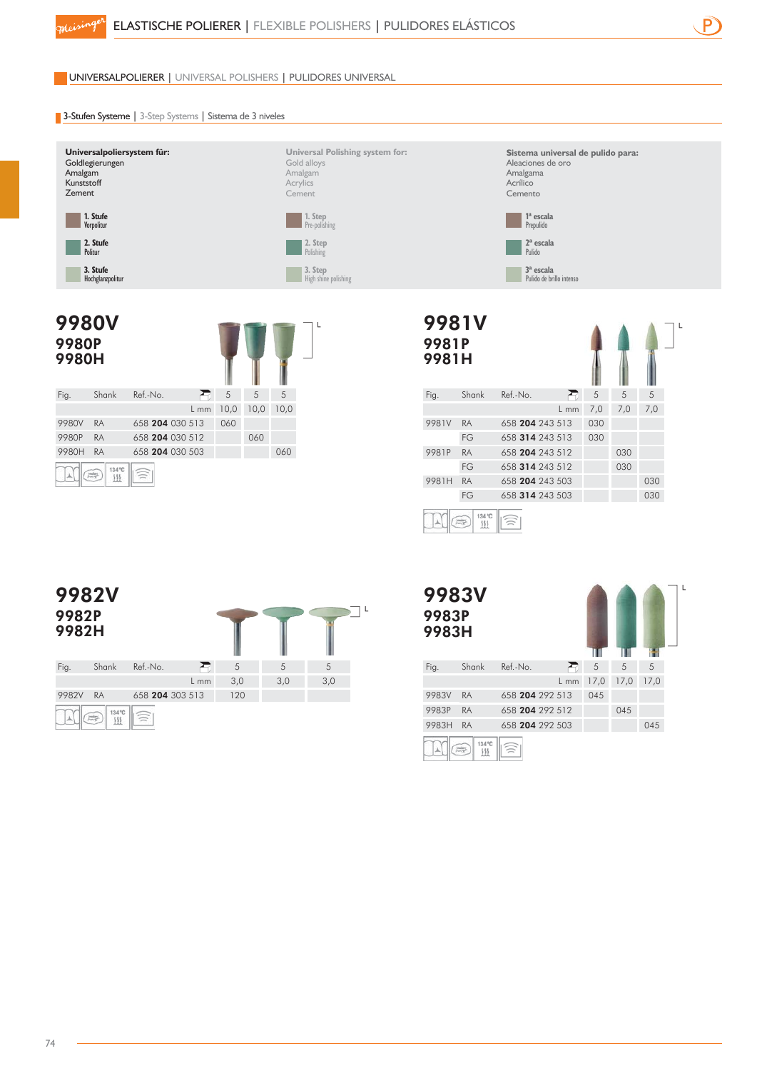# ELASTISCHE POLIERER | FLEXIBLE POLISHERS | PULIDORES ELÁSTICOS

## UNIVERSALPOLIERER | UNIVERSAL POLISHERS | PULIDORES UNIVERSAL

### 3-Stufen Systeme | 3-Step Systems | Sistema de 3 niveles

**Universalpoliersystem für:**
Goldlegierungen
Amalgam
Kunststoff
Zement

**1. Stufe**
Vorpolitur

**2. Stufe**
Politur

**3. Stufe**
Hochglanzpolitur

**Universal Polishing system for:**
Gold alloys
Amalgam
Acrylics
Cement

**1. Step**
Pre-polishing

**2. Step**
Polishing

**3. Step**
High shine polishing

**Sistema universal de pulido para:**
Aleaciones de oro
Amalgama
Acrílico
Cemento

**1ª escala**
Prepulido

**2ª escala**
Pulido

**3ª escala**
Pulido de brillo intenso

## 9980V
## 9980P
## 9980H

| Fig. | Shank | Ref.-No. | 5 | 5 | 5 |
|---|---|---|---|---|---|
| | | L mm | 10,0 | 10,0 | 10,0 |
| 9980V | RA | 658 **204** 030 513 | 060 | | |
| 9980P | RA | 658 **204** 030 512 | | 060 | |
| 9980H | RA | 658 **204** 030 503 | | | 060 |

134 °C

## 9981V
## 9981P
## 9981H

| Fig. | Shank | Ref.-No. | 5 | 5 | 5 |
|---|---|---|---|---|---|
| | | L mm | 7,0 | 7,0 | 7,0 |
| 9981V | RA | 658 **204** 243 513 | 030 | | |
| | FG | 658 **314** 243 513 | 030 | | |
| 9981P | RA | 658 **204** 243 512 | | 030 | |
| | FG | 658 **314** 243 512 | | 030 | |
| 9981H | RA | 658 **204** 243 503 | | | 030 |
| | FG | 658 **314** 243 503 | | | 030 |

134 °C

## 9982V
## 9982P
## 9982H

| Fig. | Shank | Ref.-No. | 5 | 5 | 5 |
|---|---|---|---|---|---|
| | | L mm | 3,0 | 3,0 | 3,0 |
| 9982V | RA | 658 **204** 303 513 | 120 | | |

134 °C

## 9983V
## 9983P
## 9983H

| Fig. | Shank | Ref.-No. | 5 | 5 | 5 |
|---|---|---|---|---|---|
| | | L mm | 17,0 | 17,0 | 17,0 |
| 9983V | RA | 658 **204** 292 513 | 045 | | |
| 9983P | RA | 658 **204** 292 512 | | 045 | |
| 9983H | RA | 658 **204** 292 503 | | | 045 |

134 °C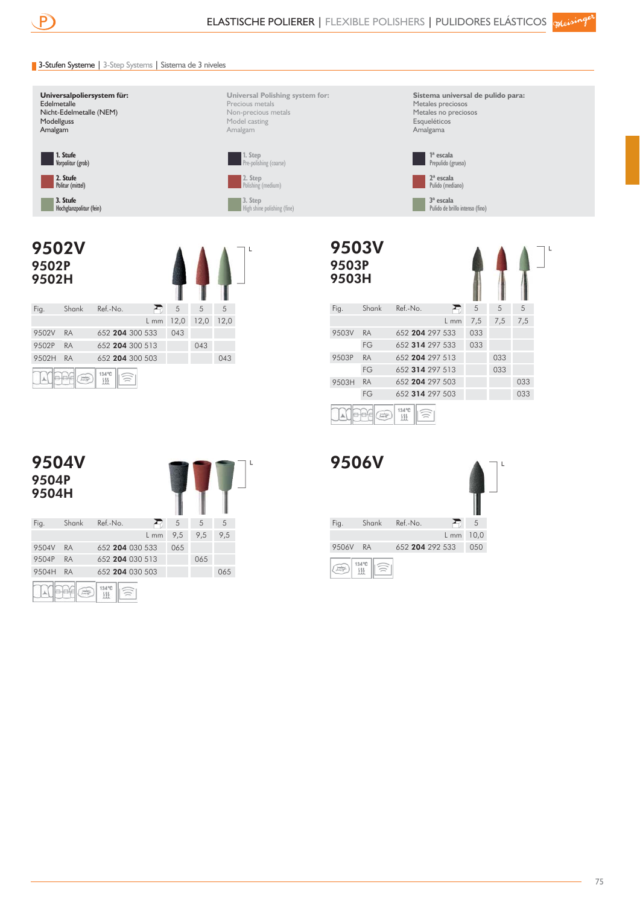## ELASTISCHE POLIERER | FLEXIBLE POLISHERS | PULIDORES ELÁSTICOS

### 3-Stufen Systeme | 3-Step Systems | Sistema de 3 niveles

**Universalpoliersystem für:**
Edelmetalle
Nicht-Edelmetalle (NEM)
Modellguss
Amalgam

**1. Stufe** Vorpolitur (grob)
**2. Stufe** Politur (mittel)
**3. Stufe** Hochglanzpolitur (fein)

**Universal Polishing system for:**
Precious metals
Non-precious metals
Model casting
Amalgam

**1. Step** Pre-polishing (coarse)
**2. Step** Polishing (medium)
**3. Step** High shine polishing (fine)

**Sistema universal de pulido para:**
Metales preciosos
Metales no preciosos
Esqueléticos
Amalgama

**1ª escala** Prepulido (grueso)
**2ª escala** Pulido (mediano)
**3ª escala** Pulido de brillo intenso (fino)

## 9502V
## 9502P
## 9502H

| Fig. | Shank | Ref.-No. | 5 | 5 | 5 |
|---|---|---|---|---|---|
| | | L mm | 12,0 | 12,0 | 12,0 |
| 9502V | RA | 652 **204** 300 533 | 043 | | |
| 9502P | RA | 652 **204** 300 513 | | 043 | |
| 9502H | RA | 652 **204** 300 503 | | | 043 |

134°C

## 9503V
## 9503P
## 9503H

| Fig. | Shank | Ref.-No. | 5 | 5 | 5 |
|---|---|---|---|---|---|
| | | L mm | 7,5 | 7,5 | 7,5 |
| 9503V | RA | 652 **204** 297 533 | 033 | | |
| | FG | 652 **314** 297 533 | 033 | | |
| 9503P | RA | 652 **204** 297 513 | | 033 | |
| | FG | 652 **314** 297 513 | | 033 | |
| 9503H | RA | 652 **204** 297 503 | | | 033 |
| | FG | 652 **314** 297 503 | | | 033 |

134°C

## 9504V
## 9504P
## 9504H

| Fig. | Shank | Ref.-No. | 5 | 5 | 5 |
|---|---|---|---|---|---|
| | | L mm | 9,5 | 9,5 | 9,5 |
| 9504V | RA | 652 **204** 030 533 | 065 | | |
| 9504P | RA | 652 **204** 030 513 | | 065 | |
| 9504H | RA | 652 **204** 030 503 | | | 065 |

134°C

## 9506V

| Fig. | Shank | Ref.-No. | 5 |
|---|---|---|---|
| | | L mm | 10,0 |
| 9506V | RA | 652 **204** 292 533 | 050 |

134°C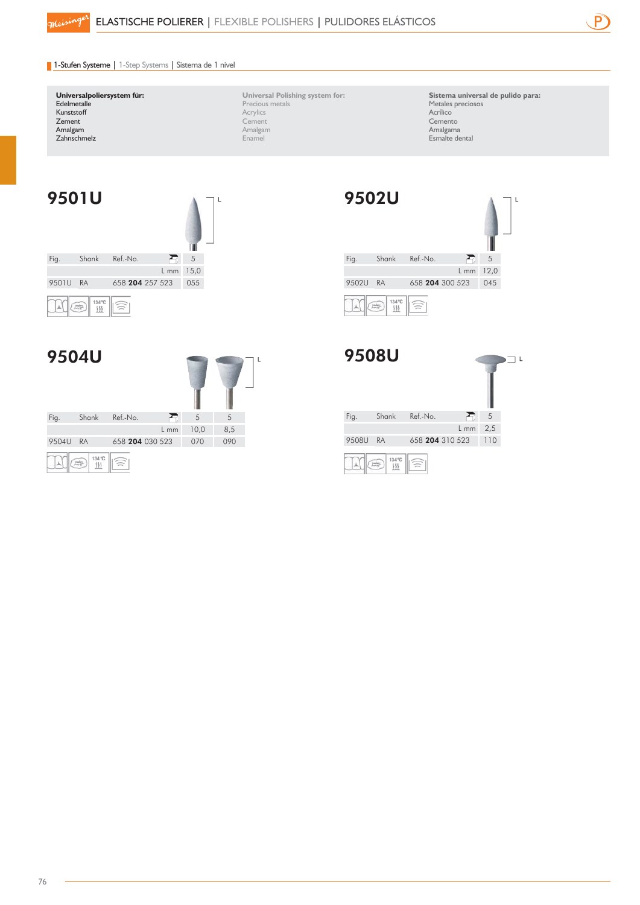# ELASTISCHE POLIERER | FLEXIBLE POLISHERS | PULIDORES ELÁSTICOS

## 1-Stufen Systeme | 1-Step Systems | Sistema de 1 nivel

**Universalpoliersystem für:**
Edelmetalle
Kunststoff
Zement
Amalgam
Zahnschmelz

**Universal Polishing system for:**
Precious metals
Acrylics
Cement
Amalgam
Enamel

**Sistema universal de pulido para:**
Metales preciosos
Acrílico
Cemento
Amalgama
Esmalte dental

### 9501U

| Fig. | Shank | Ref.-No. | 5 |
|---|---|---|---|
| | | L mm | 15,0 |
| 9501U | RA | 658 **204** 257 523 | 055 |

### 9502U

| Fig. | Shank | Ref.-No. | 5 |
|---|---|---|---|
| | | L mm | 12,0 |
| 9502U | RA | 658 **204** 300 523 | 045 |

### 9504U

| Fig. | Shank | Ref.-No. | 5 | 5 |
|---|---|---|---|---|
| | | L mm | 10,0 | 8,5 |
| 9504U | RA | 658 **204** 030 523 | 070 | 090 |

### 9508U

| Fig. | Shank | Ref.-No. | 5 |
|---|---|---|---|
| | | L mm | 2,5 |
| 9508U | RA | 658 **204** 310 523 | 110 |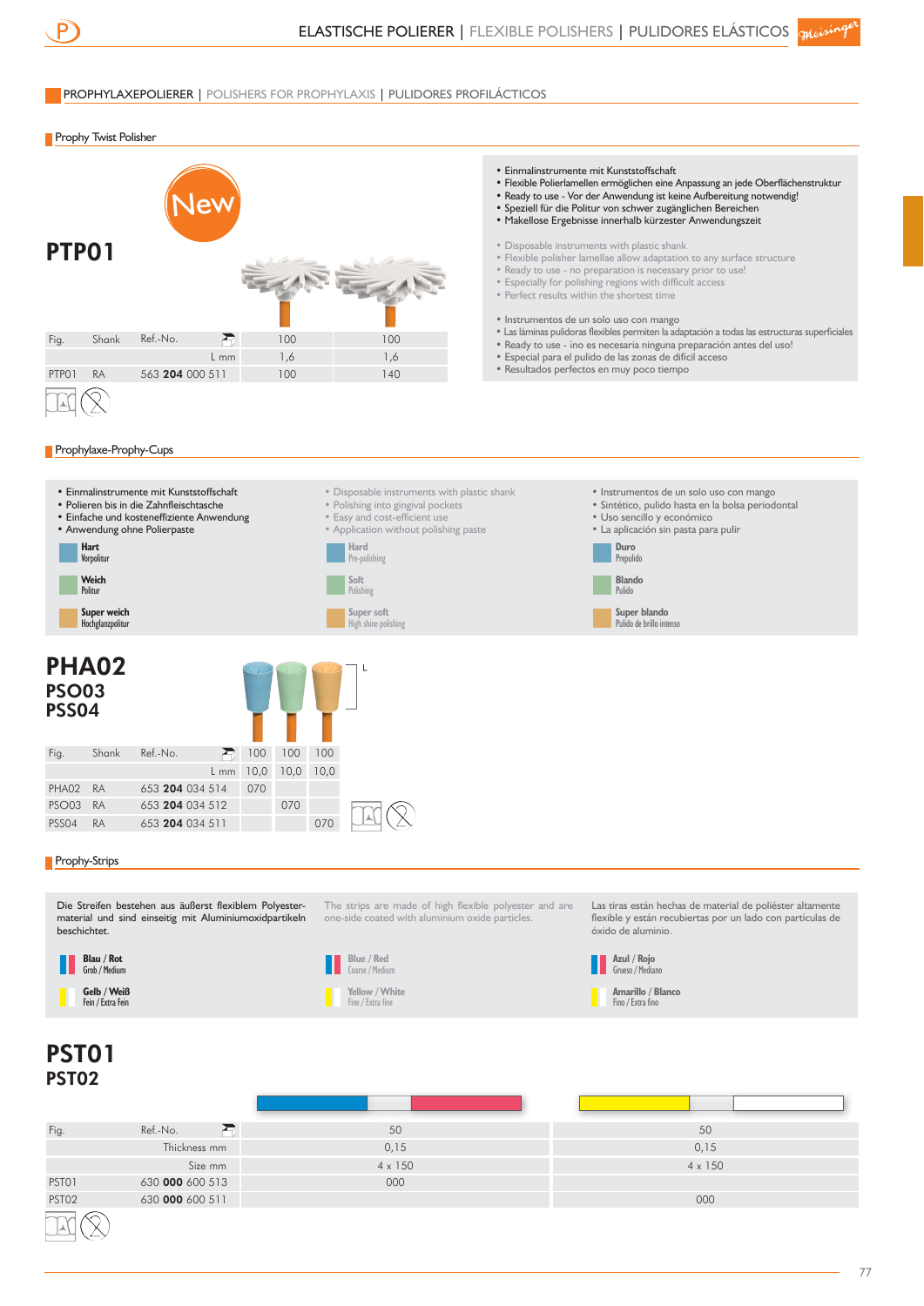# ELASTISCHE POLIERER | FLEXIBLE POLISHERS | PULIDORES ELÁSTICOS

## PROPHYLAXEPOLIERER | POLISHERS FOR PROPHYLAXIS | PULIDORES PROFILÁCTICOS

### Prophy Twist Polisher

New

**PTP01**

| Fig. | Shank | Ref.-No. | 100 | 100 |
|---|---|---|---|---|
| | | L mm | 1,6 | 1,6 |
| PTP01 | RA | 563 **204** 000 511 | 100 | 140 |

- Einmalinstrumente mit Kunststoffschaft
- Flexible Polierlamellen ermöglichen eine Anpassung an jede Oberflächenstruktur
- Ready to use - Vor der Anwendung ist keine Aufbereitung notwendig!
- Speziell für die Politur von schwer zugänglichen Bereichen
- Makellose Ergebnisse innerhalb kürzester Anwendungszeit

- Disposable instruments with plastic shank
- Flexible polisher lamellae allow adaptation to any surface structure
- Ready to use - no preparation is necessary prior to use!
- Especially for polishing regions with difficult access
- Perfect results within the shortest time

- Instrumentos de un solo uso con mango
- Las láminas pulidoras flexibles permiten la adaptación a todas las estructuras superficiales
- Ready to use - ino es necesaria ninguna preparación antes del uso!
- Especial para el pulido de las zonas de difícil acceso
- Resultados perfectos en muy poco tiempo

### Prophylaxe-Prophy-Cups

- Einmalinstrumente mit Kunststoffschaft
- Polieren bis in die Zahnfleischtasche
- Einfache und kosteneffiziente Anwendung
- Anwendung ohne Polierpaste

**Hart** Vorpolitur
**Weich** Politur
**Super weich** Hochglanzpolitur

- Disposable instruments with plastic shank
- Polishing into gingival pockets
- Easy and cost-efficient use
- Application without polishing paste

**Hard** Pre-polishing
**Soft** Polishing
**Super soft** High shine polishing

- Instrumentos de un solo uso con mango
- Sintético, pulido hasta en la bolsa periodontal
- Uso sencillo y económico
- La aplicación sin pasta para pulir

**Duro** Prepulido
**Blando** Pulido
**Super blando** Pulido de brillo intenso

**PHA02**
**PSO03**
**PSS04**

| Fig. | Shank | Ref.-No. | 100 | 100 | 100 |
|---|---|---|---|---|---|
| | | L mm | 10,0 | 10,0 | 10,0 |
| PHA02 | RA | 653 **204** 034 514 | 070 | | |
| PSO03 | RA | 653 **204** 034 512 | | 070 | |
| PSS04 | RA | 653 **204** 034 511 | | | 070 |

### Prophy-Strips

Die Streifen bestehen aus äußerst flexiblem Polyestermaterial und sind einseitig mit Aluminiumoxidpartikeln beschichtet.

**Blau / Rot** Grob / Medium
**Gelb / Weiß** Fein / Extra Fein

The strips are made of high flexible polyester and are one-side coated with aluminium oxide particles.

**Blue / Red** Coarse / Medium
**Yellow / White** Fine / Extra fine

Las tiras están hechas de material de poliéster altamente flexible y están recubiertas por un lado con partículas de óxido de aluminio.

**Azul / Rojo** Grueso / Mediano
**Amarillo / Blanco** Fino / Extra fino

**PST01**
**PST02**

| Fig. | Ref.-No. | 50 | 50 |
|---|---|---|---|
| | Thickness mm | 0,15 | 0,15 |
| | Size mm | 4 x 150 | 4 x 150 |
| PST01 | 630 **000** 600 513 | 000 | |
| PST02 | 630 **000** 600 511 | | 000 |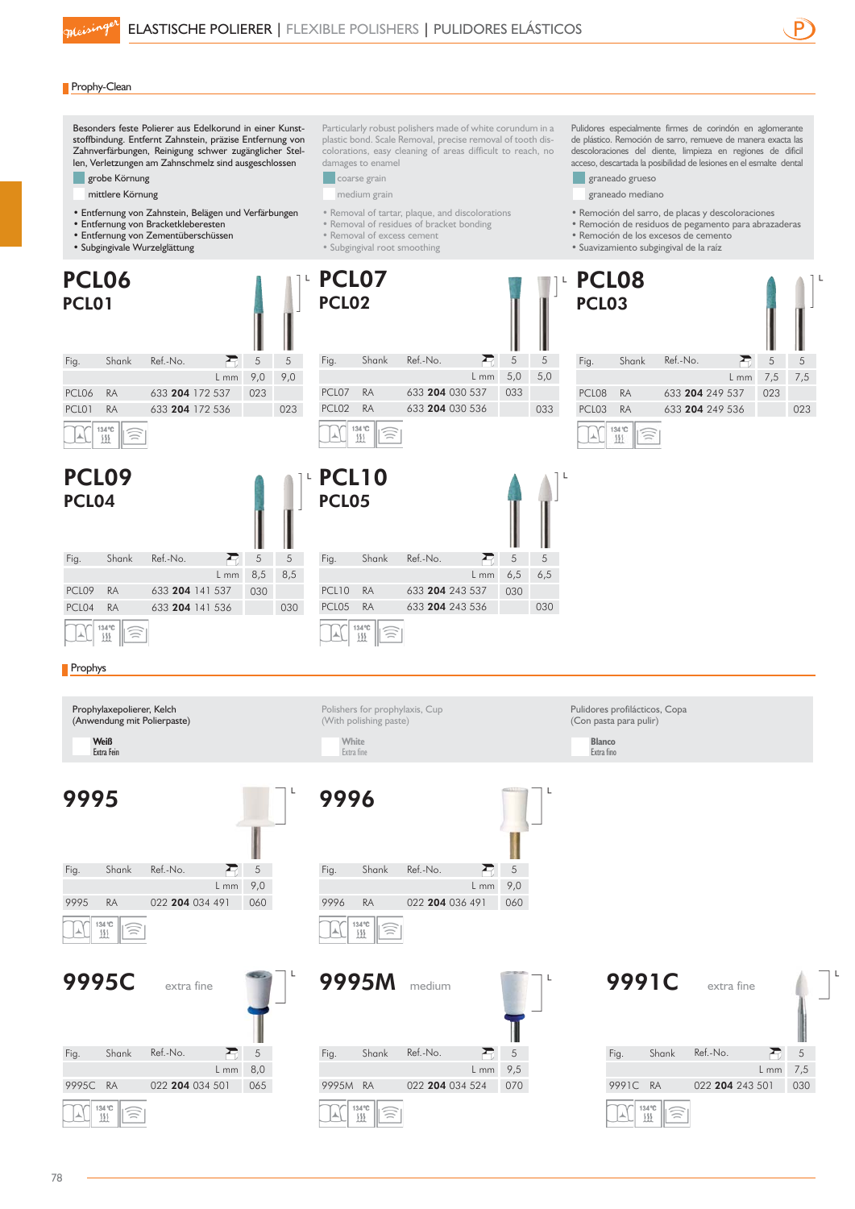# ELASTISCHE POLIERER | FLEXIBLE POLISHERS | PULIDORES ELÁSTICOS

## Prophy-Clean

Besonders feste Polierer aus Edelkorund in einer Kunststoffbindung. Entfernt Zahnstein, präzise Entfernung von Zahnverfärbungen, Reinigung schwer zugänglicher Stellen, Verletzungen am Zahnschmelz sind ausgeschlossen

- grobe Körnung
- mittlere Körnung

- Entfernung von Zahnstein, Belägen und Verfärbungen
- Entfernung von Bracketkleberesten
- Entfernung von Zementüberschüssen
- Subgingivale Wurzelglättung

Particularly robust polishers made of white corundum in a plastic bond. Scale Removal, precise removal of tooth discolorations, easy cleaning of areas difficult to reach, no damages to enamel

- coarse grain
- medium grain

- Removal of tartar, plaque, and discolorations
- Removal of residues of bracket bonding
- Removal of excess cement
- Subgingival root smoothing

Pulidores especialmente firmes de corindón en aglomerante de plástico. Remoción del sarro, remueve de manera exacta las descoloraciones del diente, limpieza en regiones de difícil acceso, descartada la posibilidad de lesiones en el esmalte dental

- graneado grueso
- graneado mediano

- Remoción del sarro, de placas y descoloraciones
- Remoción de residuos de pegamento para abrazaderas
- Remoción de los excesos de cemento
- Suavizamiento subgingival de la raíz

### PCL06 / PCL01

| Fig. | Shank | Ref.-No. | 5 | 5 |
|---|---|---|---|---|
| | | L mm | 9,0 | 9,0 |
| PCL06 | RA | 633 **204** 172 537 | 023 | |
| PCL01 | RA | 633 **204** 172 536 | | 023 |

### PCL07 / PCL02

| Fig. | Shank | Ref.-No. | 5 | 5 |
|---|---|---|---|---|
| | | L mm | 5,0 | 5,0 |
| PCL07 | RA | 633 **204** 030 537 | 033 | |
| PCL02 | RA | 633 **204** 030 536 | | 033 |

### PCL08 / PCL03

| Fig. | Shank | Ref.-No. | 5 | 5 |
|---|---|---|---|---|
| | | L mm | 7,5 | 7,5 |
| PCL08 | RA | 633 **204** 249 537 | 023 | |
| PCL03 | RA | 633 **204** 249 536 | | 023 |

### PCL09 / PCL04

| Fig. | Shank | Ref.-No. | 5 | 5 |
|---|---|---|---|---|
| | | L mm | 8,5 | 8,5 |
| PCL09 | RA | 633 **204** 141 537 | 030 | |
| PCL04 | RA | 633 **204** 141 536 | | 030 |

### PCL10 / PCL05

| Fig. | Shank | Ref.-No. | 5 | 5 |
|---|---|---|---|---|
| | | L mm | 6,5 | 6,5 |
| PCL10 | RA | 633 **204** 243 537 | 030 | |
| PCL05 | RA | 633 **204** 243 536 | | 030 |

## Prophys

Prophylaxepolierer, Kelch
(Anwendung mit Polierpaste)

**Weiß**
Extra Fein

Polishers for prophylaxis, Cup
(With polishing paste)

**White**
Extra fine

Pulidores profilácticos, Copa
(Con pasta para pulir)

**Blanco**
Extra fino

### 9995

| Fig. | Shank | Ref.-No. | 5 |
|---|---|---|---|
| | | L mm | 9,0 |
| 9995 | RA | 022 **204** 034 491 | 060 |

### 9996

| Fig. | Shank | Ref.-No. | 5 |
|---|---|---|---|
| | | L mm | 9,0 |
| 9996 | RA | 022 **204** 036 491 | 060 |

### 9995C extra fine

| Fig. | Shank | Ref.-No. | 5 |
|---|---|---|---|
| | | L mm | 8,0 |
| 9995C | RA | 022 **204** 034 501 | 065 |

### 9995M medium

| Fig. | Shank | Ref.-No. | 5 |
|---|---|---|---|
| | | L mm | 9,5 |
| 9995M | RA | 022 **204** 034 524 | 070 |

### 9991C extra fine

| Fig. | Shank | Ref.-No. | 5 |
|---|---|---|---|
| | | L mm | 7,5 |
| 9991C | RA | 022 **204** 243 501 | 030 |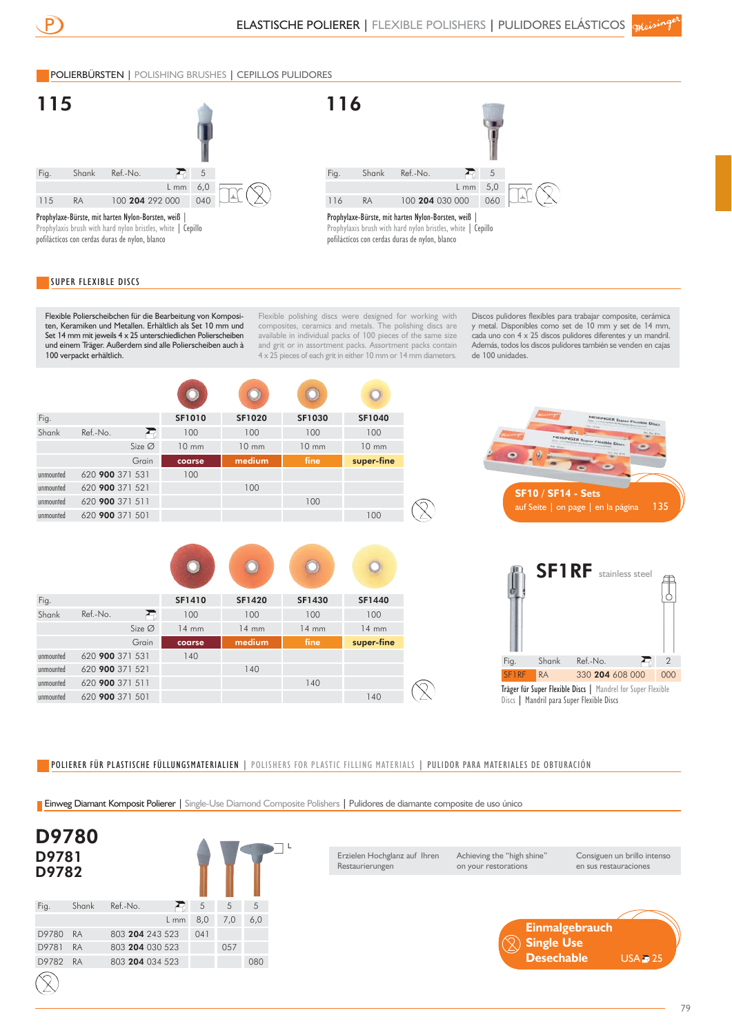## POLIERBÜRSTEN | POLISHING BRUSHES | CEPILLOS PULIDORES

### 115

| Fig. | Shank | Ref.-No. | 5 |
|---|---|---|---|
| | | L mm | 6,0 |
| 115 | RA | 100 **204** 292 000 | 040 |

Prophylaxe-Bürste, mit harten Nylon-Borsten, weiß | Prophylaxis brush with hard nylon bristles, white | Cepillo pofilácticos con cerdas duras de nylon, blanco

### 116

| Fig. | Shank | Ref.-No. | 5 |
|---|---|---|---|
| | | L mm | 5,0 |
| 116 | RA | 100 **204** 030 000 | 060 |

Prophylaxe-Bürste, mit harten Nylon-Borsten, weiß | Prophylaxis brush with hard nylon bristles, white | Cepillo pofilácticos con cerdas duras de nylon, blanco

## SUPER FLEXIBLE DISCS

Flexible Polierscheibchen für die Bearbeitung von Komposi­ten, Keramiken und Metallen. Erhältlich als Set 10 mm und Set 14 mm mit jeweils 4 x 25 unterschiedlichen Polierscheiben und einem Träger. Außerdem sind alle Polierscheiben auch à 100 verpackt erhältlich.

Flexible polishing discs were designed for working with composites, ceramics and metals. The polishing discs are available in individual packs of 100 pieces of the same size and grit or in assortment packs. Assortment packs contain 4 x 25 pieces of each grit in either 10 mm or 14 mm diameters.

Discos pulidores flexibles para trabajar composite, cerámica y metal. Disponibles como set de 10 mm y set de 14 mm, cada uno con 4 x 25 discos pulidores diferentes y un mandril. Además, todos los discos pulidores también se venden en cajas de 100 unidades.

| Fig. | | SF1010 | SF1020 | SF1030 | SF1040 |
|---|---|---|---|---|---|
| Shank | Ref.-No. | 100 | 100 | 100 | 100 |
| | Size Ø | 10 mm | 10 mm | 10 mm | 10 mm |
| | Grain | coarse | medium | fine | super-fine |
| unmounted | 620 **900** 371 531 | 100 | | | |
| unmounted | 620 **900** 371 521 | | 100 | | |
| unmounted | 620 **900** 371 511 | | | 100 | |
| unmounted | 620 **900** 371 501 | | | | 100 |

**SF10 / SF14 - Sets** auf Seite | on page | en la página 135

| Fig. | | SF1410 | SF1420 | SF1430 | SF1440 |
|---|---|---|---|---|---|
| Shank | Ref.-No. | 100 | 100 | 100 | 100 |
| | Size Ø | 14 mm | 14 mm | 14 mm | 14 mm |
| | Grain | coarse | medium | fine | super-fine |
| unmounted | 620 **900** 371 531 | 140 | | | |
| unmounted | 620 **900** 371 521 | | 140 | | |
| unmounted | 620 **900** 371 511 | | | 140 | |
| unmounted | 620 **900** 371 501 | | | | 140 |

### SF1RF stainless steel

| Fig. | Shank | Ref.-No. | 2 |
|---|---|---|---|
| SF1RF | RA | 330 **204** 608 000 | 000 |

Träger für Super Flexible Discs | Mandrel for Super Flexible Discs | Mandril para Super Flexible Discs

## POLIERER FÜR PLASTISCHE FÜLLUNGSMATERIALIEN | POLISHERS FOR PLASTIC FILLING MATERIALS | PULIDOR PARA MATERIALES DE OBTURACIÓN

### Einweg Diamant Komposit Polierer | Single-Use Diamond Composite Polishers | Pulidores de diamante composite de uso único

## D9780
## D9781
## D9782

Erzielen Hochglanz auf Ihren Restaurierungen | Achieving the "high shine" on your restorations | Consiguen un brillo intenso en sus restauraciones

| Fig. | Shank | Ref.-No. | 5 | 5 | 5 |
|---|---|---|---|---|---|
| | | L mm | 8,0 | 7,0 | 6,0 |
| D9780 | RA | 803 **204** 243 523 | 041 | | |
| D9781 | RA | 803 **204** 030 523 | | 057 | |
| D9782 | RA | 803 **204** 034 523 | | | 080 |

**Einmalgebrauch**
**Single Use**
**Desechable** USA 25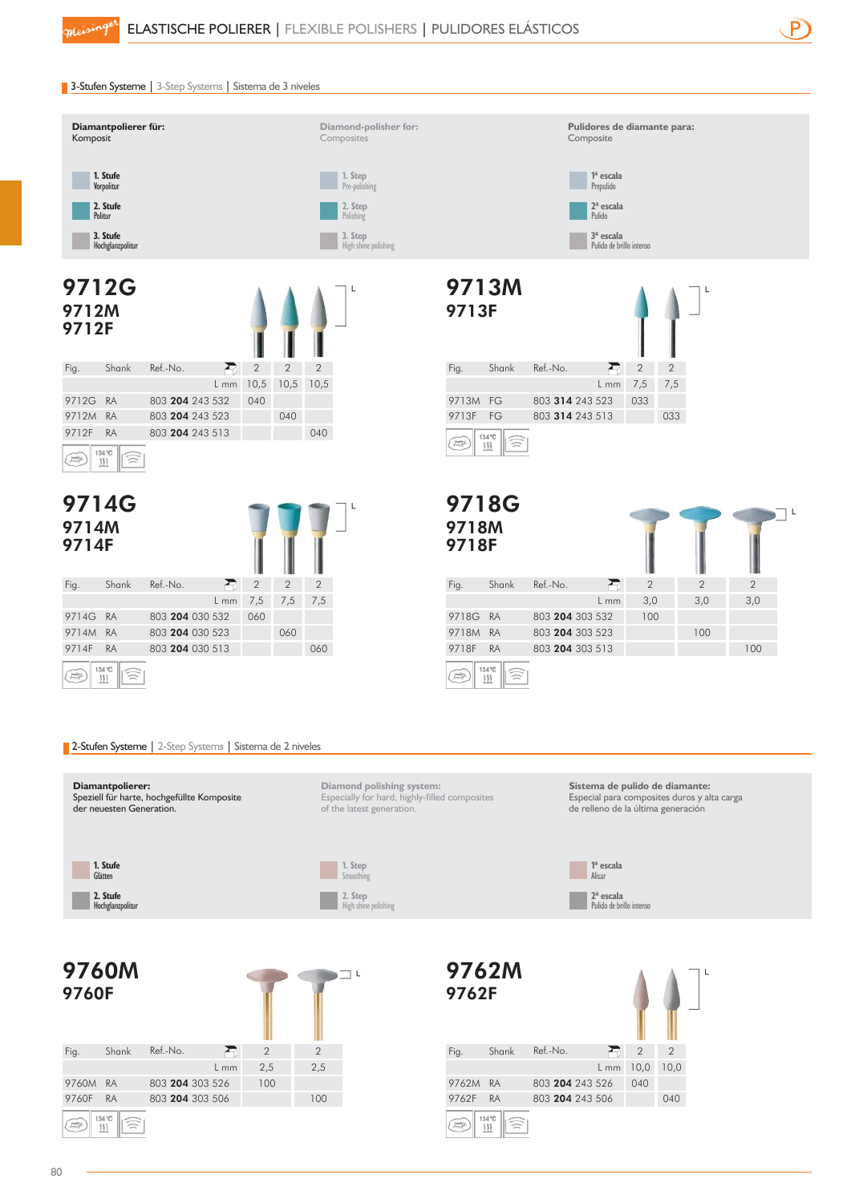# ELASTISCHE POLIERER | FLEXIBLE POLISHERS | PULIDORES ELÁSTICOS

## 3-Stufen Systeme | 3-Step Systems | Sistema de 3 niveles

**Diamantpolierer für:**
Komposit

**Diamond-polisher for:**
Composites

**Pulidores de diamante para:**
Composite

| | | |
|---|---|---|
| **1. Stufe** Vorpolitur | **1. Step** Pre-polishing | **1ª escala** Prepulido |
| **2. Stufe** Politur | **2. Step** Polishing | **2ª escala** Pulido |
| **3. Stufe** Hochglanzpolitur | **3. Step** High shine polishing | **3ª escala** Pulido de brillo intenso |

### 9712G
### 9712M
### 9712F

| Fig. | Shank | Ref.-No. | | | |
|---|---|---|---|---|---|
| | | | 2 | 2 | 2 |
| | | L mm | 10,5 | 10,5 | 10,5 |
| 9712G | RA | 803 **204** 243 532 | 040 | | |
| 9712M | RA | 803 **204** 243 523 | | 040 | |
| 9712F | RA | 803 **204** 243 513 | | | 040 |

### 9713M
### 9713F

| Fig. | Shank | Ref.-No. | | |
|---|---|---|---|---|
| | | | 2 | 2 |
| | | L mm | 7,5 | 7,5 |
| 9713M | FG | 803 **314** 243 523 | 033 | |
| 9713F | FG | 803 **314** 243 513 | | 033 |

### 9714G
### 9714M
### 9714F

| Fig. | Shank | Ref.-No. | | | |
|---|---|---|---|---|---|
| | | | 2 | 2 | 2 |
| | | L mm | 7,5 | 7,5 | 7,5 |
| 9714G | RA | 803 **204** 030 532 | 060 | | |
| 9714M | RA | 803 **204** 030 523 | | 060 | |
| 9714F | RA | 803 **204** 030 513 | | | 060 |

### 9718G
### 9718M
### 9718F

| Fig. | Shank | Ref.-No. | | | |
|---|---|---|---|---|---|
| | | | 2 | 2 | 2 |
| | | L mm | 3,0 | 3,0 | 3,0 |
| 9718G | RA | 803 **204** 303 532 | 100 | | |
| 9718M | RA | 803 **204** 303 523 | | 100 | |
| 9718F | RA | 803 **204** 303 513 | | | 100 |

## 2-Stufen Systeme | 2-Step Systems | Sistema de 2 niveles

**Diamantpolierer:**
Speziell für harte, hochgefüllte Komposite der neuesten Generation.

**Diamond polishing system:**
Especially for hard, highly-filled composites of the latest generation.

**Sistema de pulido de diamante:**
Especial para composites duros y alta carga de relleno de la última generación

| | | |
|---|---|---|
| **1. Stufe** Glätten | **1. Step** Smoothing | **1ª escala** Alisar |
| **2. Stufe** Hochglanzpolitur | **2. Step** High shine polishing | **2ª escala** Pulido de brillo intenso |

### 9760M
### 9760F

| Fig. | Shank | Ref.-No. | | |
|---|---|---|---|---|
| | | | 2 | 2 |
| | | L mm | 2,5 | 2,5 |
| 9760M | RA | 803 **204** 303 526 | 100 | |
| 9760F | RA | 803 **204** 303 506 | | 100 |

### 9762M
### 9762F

| Fig. | Shank | Ref.-No. | | |
|---|---|---|---|---|
| | | | 2 | 2 |
| | | L mm | 10,0 | 10,0 |
| 9762M | RA | 803 **204** 243 526 | 040 | |
| 9762F | RA | 803 **204** 243 506 | | 040 |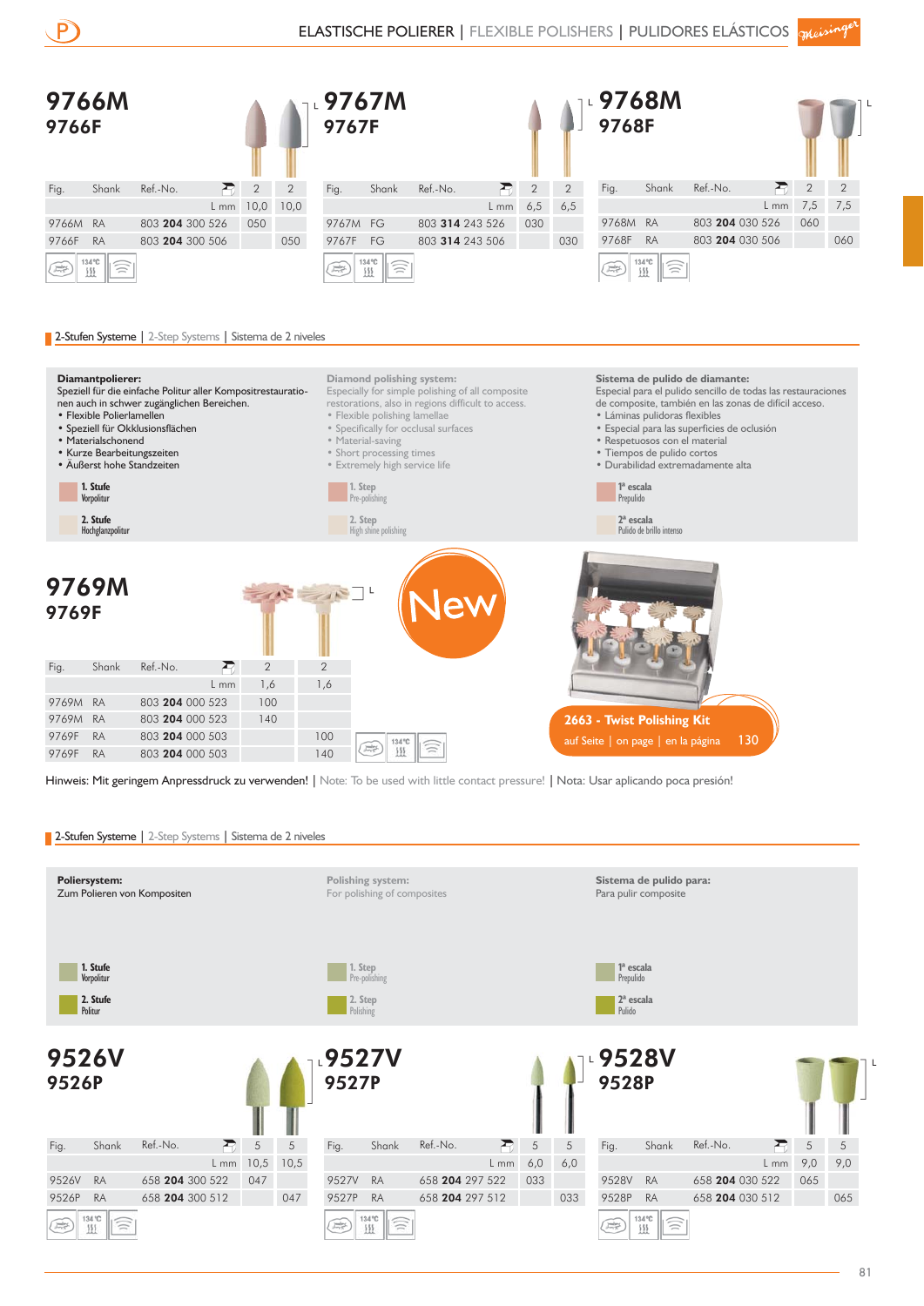# ELASTISCHE POLIERER | FLEXIBLE POLISHERS | PULIDORES ELÁSTICOS

## 9766M
### 9766F

| Fig. | Shank | Ref.-No. | | 2 | 2 |
|---|---|---|---|---|---|
| | | | L mm | 10,0 | 10,0 |
| 9766M | RA | 803 **204** 300 526 | | 050 | |
| 9766F | RA | 803 **204** 300 506 | | | 050 |

134°C

## 9767M
### 9767F

| Fig. | Shank | Ref.-No. | | 2 | 2 |
|---|---|---|---|---|---|
| | | | L mm | 6,5 | 6,5 |
| 9767M | FG | 803 **314** 243 526 | | 030 | |
| 9767F | FG | 803 **314** 243 506 | | | 030 |

134°C

## 9768M
### 9768F

| Fig. | Shank | Ref.-No. | | 2 | 2 |
|---|---|---|---|---|---|
| | | | L mm | 7,5 | 7,5 |
| 9768M | RA | 803 **204** 030 526 | | 060 | |
| 9768F | RA | 803 **204** 030 506 | | | 060 |

134°C

2-Stufen Systeme | 2-Step Systems | Sistema de 2 niveles

**Diamantpolierer:**
Speziell für die einfache Politur aller Kompositrestaurationen auch in schwer zugänglichen Bereichen.
- Flexible Polierlamellen
- Speziell für Okklusionsflächen
- Materialschonend
- Kurze Bearbeitungszeiten
- Äußerst hohe Standzeiten

**1. Stufe** Vorpolitur
**2. Stufe** Hochglanzpolitur

**Diamond polishing system:**
Especially for simple polishing of all composite restorations, also in regions difficult to access.
- Flexible polishing lamellae
- Specifically for occlusal surfaces
- Material-saving
- Short processing times
- Extremely high service life

**1. Step** Pre-polishing
**2. Step** High shine polishing

**Sistema de pulido de diamante:**
Especial para el pulido sencillo de todas las restauraciones de composite, también en las zonas de difícil acceso.
- Láminas pulidoras flexibles
- Especial para las superficies de oclusión
- Respetuosos con el material
- Tiempos de pulido cortos
- Durabilidad extremadamente alta

**1ª escala** Prepulido
**2ª escala** Pulido de brillo intenso

## 9769M
### 9769F

New

| Fig. | Shank | Ref.-No. | | 2 | 2 |
|---|---|---|---|---|---|
| | | | L mm | 1,6 | 1,6 |
| 9769M | RA | 803 **204** 000 523 | | 100 | |
| 9769M | RA | 803 **204** 000 523 | | 140 | |
| 9769F | RA | 803 **204** 000 503 | | | 100 |
| 9769F | RA | 803 **204** 000 503 | | | 140 |

134°C

**2663 - Twist Polishing Kit**
auf Seite | on page | en la página 130

Hinweis: Mit geringem Anpressdruck zu verwenden! | Note: To be used with little contact pressure! | Nota: Usar aplicando poca presión!

2-Stufen Systeme | 2-Step Systems | Sistema de 2 niveles

**Poliersystem:**
Zum Polieren von Kompositen

**1. Stufe** Vorpolitur
**2. Stufe** Politur

**Polishing system:**
For polishing of composites

**1. Step** Pre-polishing
**2. Step** Polishing

**Sistema de pulido para:**
Para pulir composite

**1ª escala** Prepulido
**2ª escala** Pulido

## 9526V
### 9526P

| Fig. | Shank | Ref.-No. | | 5 | 5 |
|---|---|---|---|---|---|
| | | | L mm | 10,5 | 10,5 |
| 9526V | RA | 658 **204** 300 522 | | 047 | |
| 9526P | RA | 658 **204** 300 512 | | | 047 |

134°C

## 9527V
### 9527P

| Fig. | Shank | Ref.-No. | | 5 | 5 |
|---|---|---|---|---|---|
| | | | L mm | 6,0 | 6,0 |
| 9527V | RA | 658 **204** 297 522 | | 033 | |
| 9527P | RA | 658 **204** 297 512 | | | 033 |

134°C

## 9528V
### 9528P

| Fig. | Shank | Ref.-No. | | 5 | 5 |
|---|---|---|---|---|---|
| | | | L mm | 9,0 | 9,0 |
| 9528V | RA | 658 **204** 030 522 | | 065 | |
| 9528P | RA | 658 **204** 030 512 | | | 065 |

134°C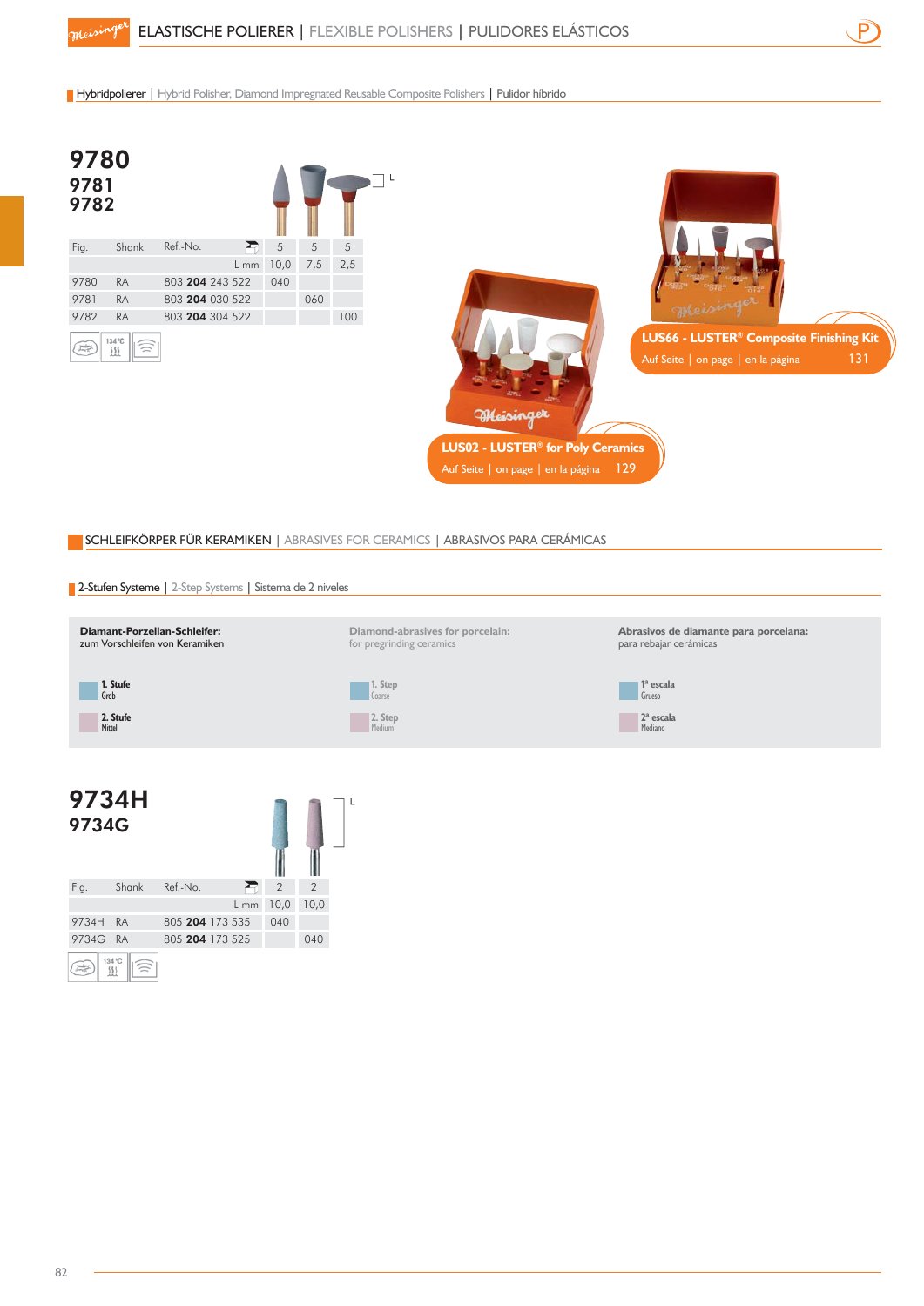# ELASTISCHE POLIERER | FLEXIBLE POLISHERS | PULIDORES ELÁSTICOS

Hybridpolierer | Hybrid Polisher, Diamond Impregnated Reusable Composite Polishers | Pulidor híbrido

## 9780
## 9781
## 9782

| Fig. | Shank | Ref.-No. | 5 | 5 | 5 |
|---|---|---|---|---|---|
| | | L mm | 10,0 | 7,5 | 2,5 |
| 9780 | RA | 803 **204** 243 522 | 040 | | |
| 9781 | RA | 803 **204** 030 522 | | 060 | |
| 9782 | RA | 803 **204** 304 522 | | | 100 |

134 °C

**LUS66 - LUSTER® Composite Finishing Kit**
Auf Seite | on page | en la página 131

**LUS02 - LUSTER® for Poly Ceramics**
Auf Seite | on page | en la página 129

## SCHLEIFKÖRPER FÜR KERAMIKEN | ABRASIVES FOR CERAMICS | ABRASIVOS PARA CERÁMICAS

2-Stufen Systeme | 2-Step Systems | Sistema de 2 niveles

**Diamant-Porzellan-Schleifer:**
zum Vorschleifen von Keramiken

- **1. Stufe** Grob
- **2. Stufe** Mittel

**Diamond-abrasives for porcelain:**
for pregrinding ceramics

- **1. Step** Coarse
- **2. Step** Medium

**Abrasivos de diamante para porcelana:**
para rebajar cerámicas

- **1ª escala** Grueso
- **2ª escala** Mediano

## 9734H
## 9734G

| Fig. | Shank | Ref.-No. | 2 | 2 |
|---|---|---|---|---|
| | | L mm | 10,0 | 10,0 |
| 9734H | RA | 805 **204** 173 535 | 040 | |
| 9734G | RA | 805 **204** 173 525 | | 040 |

134 °C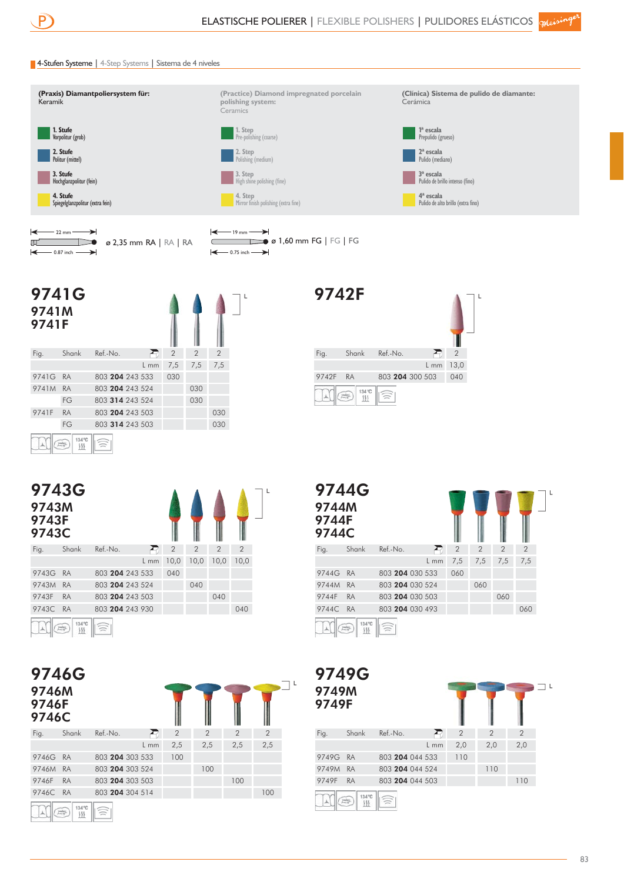## ELASTISCHE POLIERER | FLEXIBLE POLISHERS | PULIDORES ELÁSTICOS

### 4-Stufen Systeme | 4-Step Systems | Sistema de 4 niveles

**(Praxis) Diamantpoliersystem für:**
Keramik

- **1. Stufe** Vorpolitur (grob)
- **2. Stufe** Politur (mittel)
- **3. Stufe** Hochglanzpolitur (fein)
- **4. Stufe** Spiegelglanzpolitur (extra fein)

**(Practice) Diamond impregnated porcelain polishing system:**
Ceramics

- **1. Step** Pre-polishing (coarse)
- **2. Step** Polishing (medium)
- **3. Step** High shine polishing (fine)
- **4. Step** Mirror finish polishing (extra fine)

**(Clínica) Sistema de pulido de diamante:**
Cerámica

- **1ª escala** Prepulido (grueso)
- **2ª escala** Pulido (mediano)
- **3ª escala** Pulido de brillo intenso (fino)
- **4ª escala** Pulido de alto brillo (extra fino)

22 mm / 0.87 inch — ø 2,35 mm RA | RA | RA

19 mm / 0.75 inch — ø 1,60 mm FG | FG | FG

## 9741G 9741M 9741F

| Fig. | Shank | Ref.-No. | 2 | 2 | 2 |
|---|---|---|---|---|---|
| | | L mm | 7,5 | 7,5 | 7,5 |
| 9741G | RA | 803 **204** 243 533 | 030 | | |
| 9741M | RA | 803 **204** 243 524 | | 030 | |
| | FG | 803 **314** 243 524 | | 030 | |
| 9741F | RA | 803 **204** 243 503 | | | 030 |
| | FG | 803 **314** 243 503 | | | 030 |

134 °C

## 9742F

| Fig. | Shank | Ref.-No. | 2 |
|---|---|---|---|
| | | L mm | 13,0 |
| 9742F | RA | 803 **204** 300 503 | 040 |

134 °C

## 9743G 9743M 9743F 9743C

| Fig. | Shank | Ref.-No. | 2 | 2 | 2 | 2 |
|---|---|---|---|---|---|---|
| | | L mm | 10,0 | 10,0 | 10,0 | 10,0 |
| 9743G | RA | 803 **204** 243 533 | 040 | | | |
| 9743M | RA | 803 **204** 243 524 | | 040 | | |
| 9743F | RA | 803 **204** 243 503 | | | 040 | |
| 9743C | RA | 803 **204** 243 930 | | | | 040 |

134 °C

## 9744G 9744M 9744F 9744C

| Fig. | Shank | Ref.-No. | 2 | 2 | 2 | 2 |
|---|---|---|---|---|---|---|
| | | L mm | 7,5 | 7,5 | 7,5 | 7,5 |
| 9744G | RA | 803 **204** 030 533 | 060 | | | |
| 9744M | RA | 803 **204** 030 524 | | 060 | | |
| 9744F | RA | 803 **204** 030 503 | | | 060 | |
| 9744C | RA | 803 **204** 030 493 | | | | 060 |

134 °C

## 9746G 9746M 9746F 9746C

| Fig. | Shank | Ref.-No. | 2 | 2 | 2 | 2 |
|---|---|---|---|---|---|---|
| | | L mm | 2,5 | 2,5 | 2,5 | 2,5 |
| 9746G | RA | 803 **204** 303 533 | 100 | | | |
| 9746M | RA | 803 **204** 303 524 | | 100 | | |
| 9746F | RA | 803 **204** 303 503 | | | 100 | |
| 9746C | RA | 803 **204** 304 514 | | | | 100 |

134 °C

## 9749G 9749M 9749F

| Fig. | Shank | Ref.-No. | 2 | 2 | 2 |
|---|---|---|---|---|---|
| | | L mm | 2,0 | 2,0 | 2,0 |
| 9749G | RA | 803 **204** 044 533 | 110 | | |
| 9749M | RA | 803 **204** 044 524 | | 110 | |
| 9749F | RA | 803 **204** 044 503 | | | 110 |

134 °C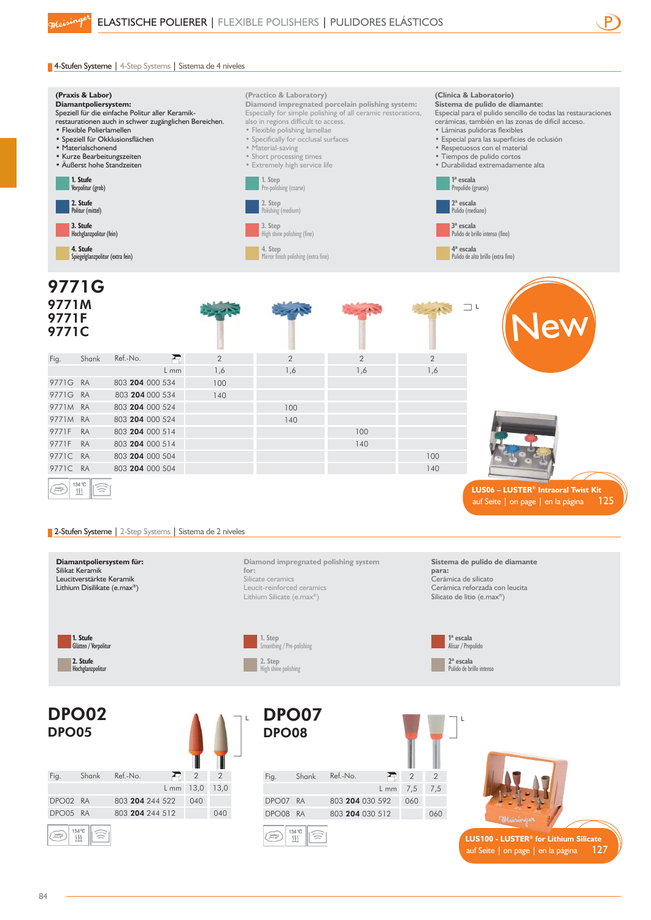# ELASTISCHE POLIERER | FLEXIBLE POLISHERS | PULIDORES ELÁSTICOS

## 4-Stufen Systeme | 4-Step Systems | Sistema de 4 niveles

**(Praxis & Labor)**
**Diamantpoliersystem:**
Speziell für die einfache Politur aller Keramik-restaurationen auch in schwer zugänglichen Bereichen.
- Flexible Polierlamellen
- Speziell für Okklusionsflächen
- Materialschonend
- Kurze Bearbeitungszeiten
- Äußerst hohe Standzeiten

**(Practico & Laboratory)**
**Diamond impregnated porcelain polishing system:**
Especially for simple polishing of all ceramic restorations, also in regions difficult to access.
- Flexible polishing lamellae
- Specifically for occlusal surfaces
- Material-saving
- Short processing times
- Extremely high service life

**(Clínica & Laboratorio)**
**Sistema de pulido de diamante:**
Especial para el pulido sencillo de todas las restauraciones cerámicas, también en las zonas de difícil acceso.
- Láminas pulidoras flexibles
- Especial para las superficies de oclusión
- Respetuosos con el material
- Tiempos de pulido cortos
- Durabilidad extremadamente alta

**1. Stufe** Vorpolitur (grob) | **1. Step** Pre-polishing (coarse) | **1ª escala** Prepulido (grueso)

**2. Stufe** Politur (mittel) | **2. Step** Polishing (medium) | **2ª escala** Pulido (mediano)

**3. Stufe** Hochglanzpolitur (fein) | **3. Step** High shine polishing (fine) | **3ª escala** Pulido de brillo intenso (fino)

**4. Stufe** Spiegelglanzpolitur (extra fein) | **4. Step** Mirror finish polishing (extra fine) | **4ª escala** Pulido de alto brillo (extra fino)

### 9771G
### 9771M
### 9771F
### 9771C

New

| Fig. | Shank | Ref.-No. | 2 | 2 | 2 | 2 |
|---|---|---|---|---|---|---|
| | | L mm | 1,6 | 1,6 | 1,6 | 1,6 |
| 9771G | RA | 803 **204** 000 534 | 100 | | | |
| 9771G | RA | 803 **204** 000 534 | 140 | | | |
| 9771M | RA | 803 **204** 000 524 | | 100 | | |
| 9771M | RA | 803 **204** 000 524 | | 140 | | |
| 9771F | RA | 803 **204** 000 514 | | | 100 | |
| 9771F | RA | 803 **204** 000 514 | | | 140 | |
| 9771C | RA | 803 **204** 000 504 | | | | 100 |
| 9771C | RA | 803 **204** 000 504 | | | | 140 |

134°C

**LUS06 – LUSTER® Intraoral Twist Kit**
auf Seite | on page | en la página 125

## 2-Stufen Systeme | 2-Step Systems | Sistema de 2 niveles

**Diamantpoliersystem für:**
Silikat Keramik
Leucitverstärkte Keramik
Lithium Disilikate (e.max®)

**Diamond impregnated polishing system for:**
Silicate ceramics
Leucit-reinforced ceramics
Lithium Silicate (e.max®)

**Sistema de pulido de diamante para:**
Cerámica de silicato
Cerámica reforzada con leucita
Silicato de litio (e.max®)

**1. Stufe** Glätten / Vorpolitur | **1. Step** Smoothing / Pre-polishing | **1ª escala** Alisar / Prepulido

**2. Stufe** Hochglanzpolitur | **2. Step** High shine polishing | **2ª escala** Pulido de brillo intenso

### DPO02
### DPO05

| Fig. | Shank | Ref.-No. | 2 | 2 |
|---|---|---|---|---|
| | | L mm | 13,0 | 13,0 |
| DPO02 | RA | 803 **204** 244 522 | 040 | |
| DPO05 | RA | 803 **204** 244 512 | | 040 |

134°C

### DPO07
### DPO08

| Fig. | Shank | Ref.-No. | 2 | 2 |
|---|---|---|---|---|
| | | L mm | 7,5 | 7,5 |
| DPO07 | RA | 803 **204** 030 592 | 060 | |
| DPO08 | RA | 803 **204** 030 512 | | 060 |

134°C

**LUS100 - LUSTER® for Lithium Silicate**
auf Seite | on page | en la página 127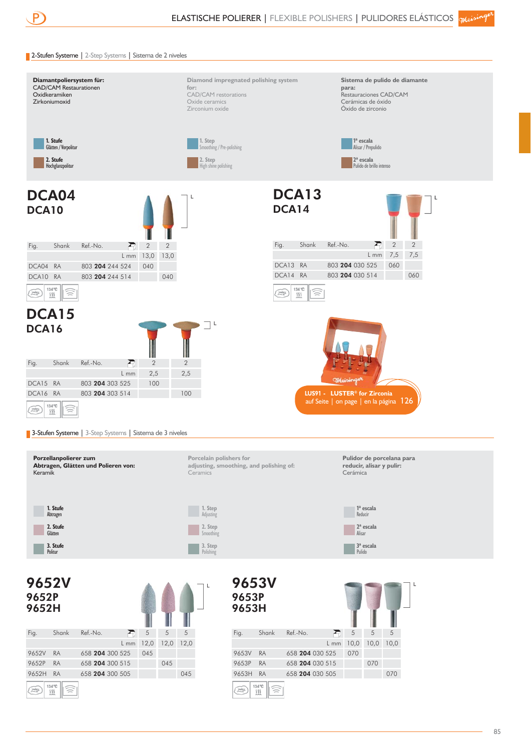## 2-Stufen Systeme | 2-Step Systems | Sistema de 2 niveles

**Diamantpoliersystem für:**
CAD/CAM Restaurationen
Oxidkeramiken
Zirkoniumoxid

**Diamond impregnated polishing system for:**
CAD/CAM restorations
Oxide ceramics
Zirconium oxide

**Sistema de pulido de diamante para:**
Restauraciones CAD/CAM
Cerámicas de óxido
Óxido de zirconio

**1. Stufe** Glätten / Vorpolitur | **1. Step** Smoothing / Pre-polishing | **1ª escala** Alisar / Prepulido

**2. Stufe** Hochglanzpolitur | **2. Step** High shine polishing | **2ª escala** Pulido de brillo intenso

### DCA04 / DCA10

| Fig. | Shank | Ref.-No. | 2 | 2 |
|---|---|---|---|---|
| | | L mm | 13,0 | 13,0 |
| DCA04 | RA | 803 **204** 244 524 | 040 | |
| DCA10 | RA | 803 **204** 244 514 | | 040 |

134 °C

### DCA13 / DCA14

| Fig. | Shank | Ref.-No. | 2 | 2 |
|---|---|---|---|---|
| | | L mm | 7,5 | 7,5 |
| DCA13 | RA | 803 **204** 030 525 | 060 | |
| DCA14 | RA | 803 **204** 030 514 | | 060 |

134 °C

### DCA15 / DCA16

| Fig. | Shank | Ref.-No. | 2 | 2 |
|---|---|---|---|---|
| | | L mm | 2,5 | 2,5 |
| DCA15 | RA | 803 **204** 303 525 | 100 | |
| DCA16 | RA | 803 **204** 303 514 | | 100 |

134 °C

**LUS91 - LUSTER® for Zirconia**
auf Seite | on page | en la página 126

## 3-Stufen Systeme | 3-Step Systems | Sistema de 3 niveles

**Porzellanpolierer zum Abtragen, Glätten und Polieren von:**
Keramik

**Porcelain polishers for adjusting, smoothing, and polishing of:**
Ceramics

**Pulidor de porcelana para reducir, alisar y pulir:**
Cerámica

**1. Stufe** Abtragen | **1. Step** Adjusting | **1ª escala** Reducir

**2. Stufe** Glätten | **2. Step** Smoothing | **2ª escala** Alisar

**3. Stufe** Politur | **3. Step** Polishing | **3ª escala** Pulido

### 9652V / 9652P / 9652H

| Fig. | Shank | Ref.-No. | 5 | 5 | 5 |
|---|---|---|---|---|---|
| | | L mm | 12,0 | 12,0 | 12,0 |
| 9652V | RA | 658 **204** 300 525 | 045 | | |
| 9652P | RA | 658 **204** 300 515 | | 045 | |
| 9652H | RA | 658 **204** 300 505 | | | 045 |

134 °C

### 9653V / 9653P / 9653H

| Fig. | Shank | Ref.-No. | 5 | 5 | 5 |
|---|---|---|---|---|---|
| | | L mm | 10,0 | 10,0 | 10,0 |
| 9653V | RA | 658 **204** 030 525 | 070 | | |
| 9653P | RA | 658 **204** 030 515 | | 070 | |
| 9653H | RA | 658 **204** 030 505 | | | 070 |

134 °C